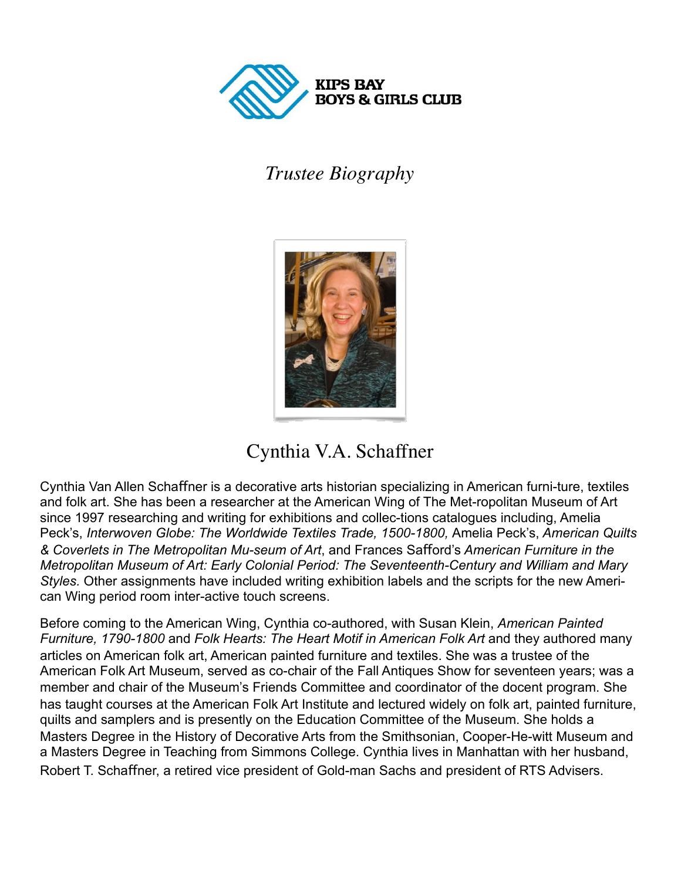**KIPS BAY BOYS & GIRLS CLUB**

# *Trustee Biography*

## Cynthia V.A. Schaffner

Cynthia Van Allen Schaffner is a decorative arts historian specializing in American furni-ture, textiles and folk art. She has been a researcher at the American Wing of The Met-ropolitan Museum of Art since 1997 researching and writing for exhibitions and collec-tions catalogues including, Amelia Peck's, *Interwoven Globe: The Worldwide Textiles Trade, 1500-1800,* Amelia Peck's, *American Quilts & Coverlets in The Metropolitan Mu-seum of Art*, and Frances Safford's *American Furniture in the Metropolitan Museum of Art: Early Colonial Period: The Seventeenth-Century and William and Mary Styles.* Other assignments have included writing exhibition labels and the scripts for the new Ameri-can Wing period room inter-active touch screens.

Before coming to the American Wing, Cynthia co-authored, with Susan Klein, *American Painted Furniture, 1790-1800* and *Folk Hearts: The Heart Motif in American Folk Art* and they authored many articles on American folk art, American painted furniture and textiles. She was a trustee of the American Folk Art Museum, served as co-chair of the Fall Antiques Show for seventeen years; was a member and chair of the Museum's Friends Committee and coordinator of the docent program. She has taught courses at the American Folk Art Institute and lectured widely on folk art, painted furniture, quilts and samplers and is presently on the Education Committee of the Museum. She holds a Masters Degree in the History of Decorative Arts from the Smithsonian, Cooper-He-witt Museum and a Masters Degree in Teaching from Simmons College. Cynthia lives in Manhattan with her husband, Robert T. Schaffner, a retired vice president of Gold-man Sachs and president of RTS Advisers.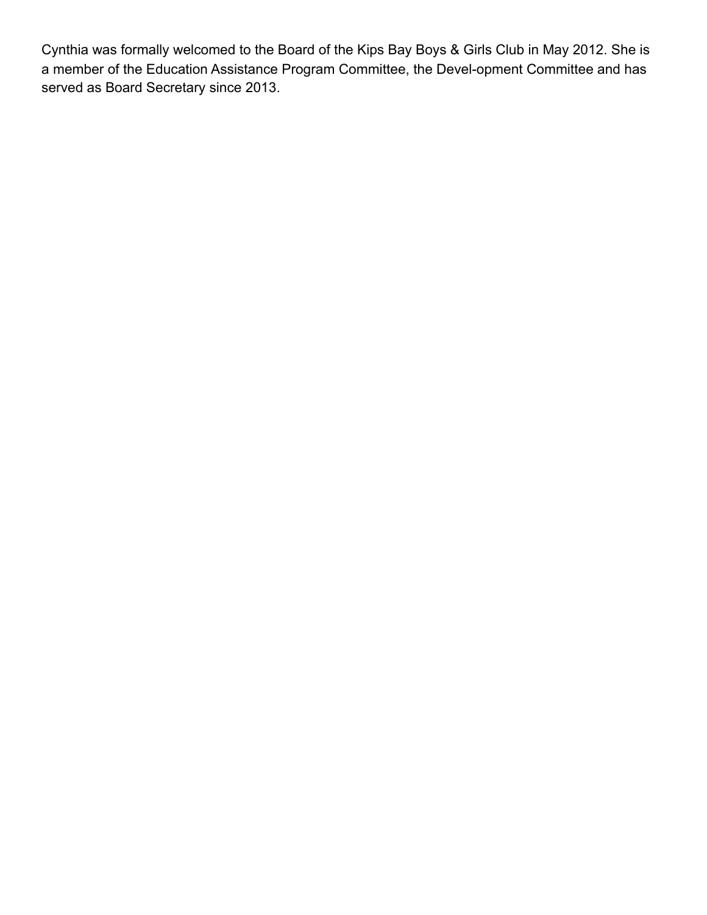Cynthia was formally welcomed to the Board of the Kips Bay Boys & Girls Club in May 2012. She is a member of the Education Assistance Program Committee, the Devel-opment Committee and has served as Board Secretary since 2013.